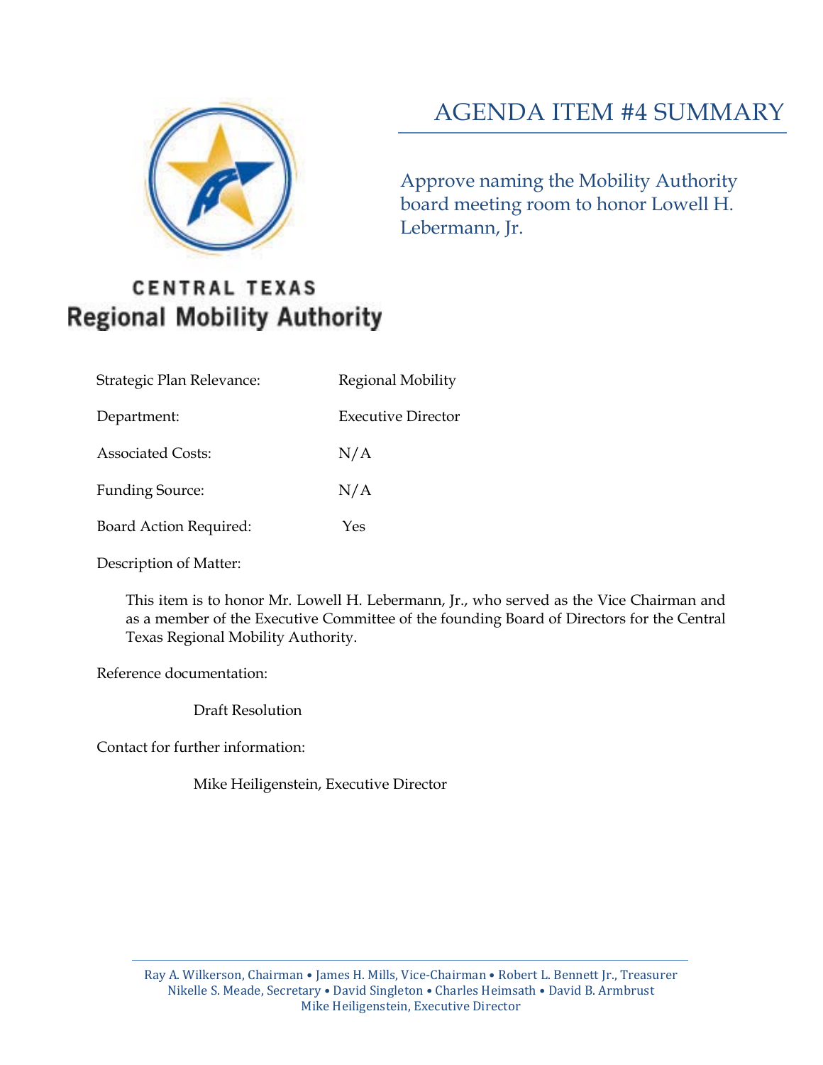# AGENDA ITEM #4 SUMMARY

## Approve naming the Mobility Authority board meeting room to honor Lowell H. Lebermann, Jr.

CENTRAL TEXAS
Regional Mobility Authority

| | |
|---|---|
| Strategic Plan Relevance: | Regional Mobility |
| Department: | Executive Director |
| Associated Costs: | N/A |
| Funding Source: | N/A |
| Board Action Required: | Yes |

Description of Matter:

This item is to honor Mr. Lowell H. Lebermann, Jr., who served as the Vice Chairman and as a member of the Executive Committee of the founding Board of Directors for the Central Texas Regional Mobility Authority.

Reference documentation:

Draft Resolution

Contact for further information:

Mike Heiligenstein, Executive Director

Ray A. Wilkerson, Chairman • James H. Mills, Vice-Chairman • Robert L. Bennett Jr., Treasurer
Nikelle S. Meade, Secretary • David Singleton • Charles Heimsath • David B. Armbrust
Mike Heiligenstein, Executive Director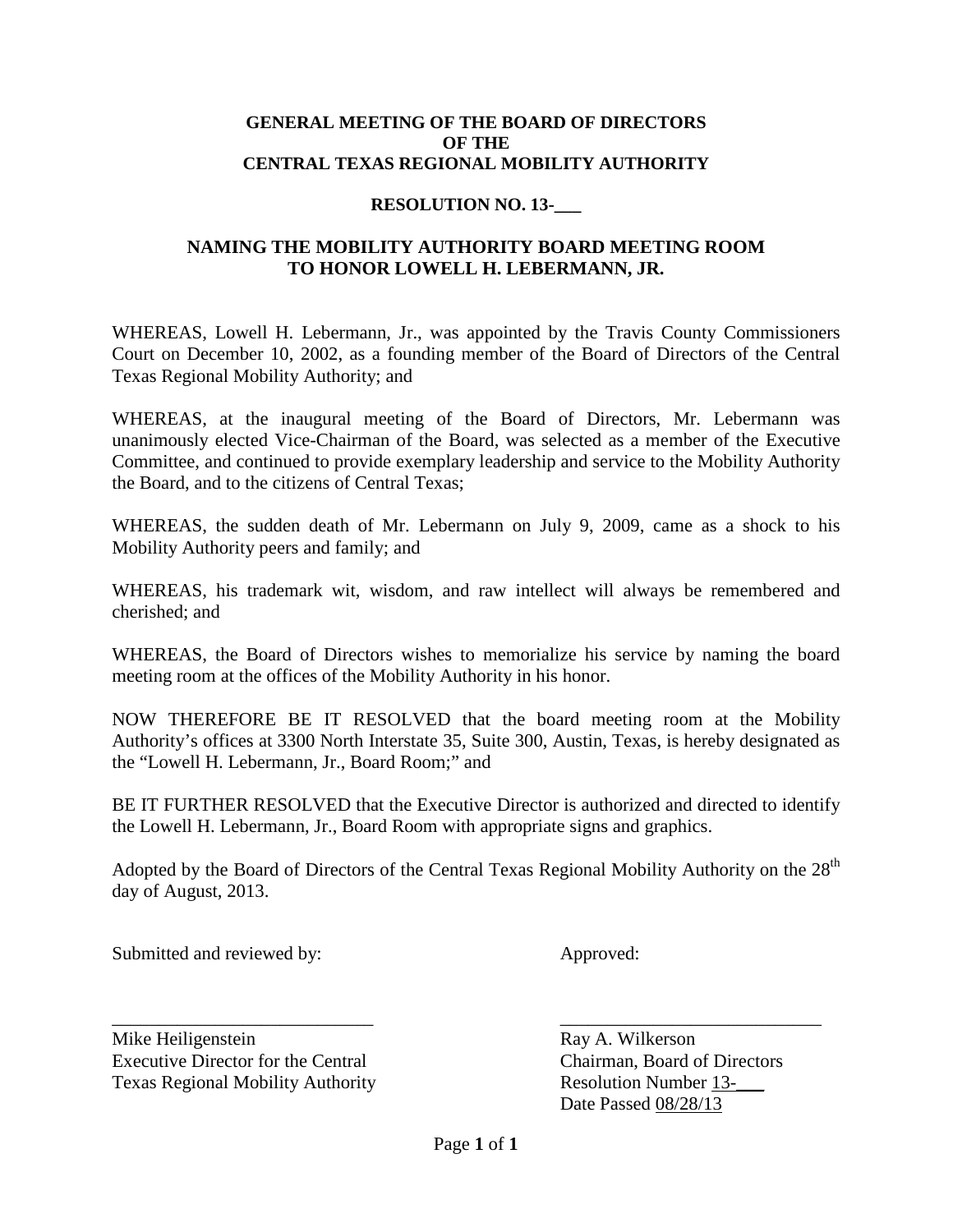**GENERAL MEETING OF THE BOARD OF DIRECTORS**
**OF THE**
**CENTRAL TEXAS REGIONAL MOBILITY AUTHORITY**

**RESOLUTION NO. 13-___**

**NAMING THE MOBILITY AUTHORITY BOARD MEETING ROOM TO HONOR LOWELL H. LEBERMANN, JR.**

WHEREAS, Lowell H. Lebermann, Jr., was appointed by the Travis County Commissioners Court on December 10, 2002, as a founding member of the Board of Directors of the Central Texas Regional Mobility Authority; and

WHEREAS, at the inaugural meeting of the Board of Directors, Mr. Lebermann was unanimously elected Vice-Chairman of the Board, was selected as a member of the Executive Committee, and continued to provide exemplary leadership and service to the Mobility Authority the Board, and to the citizens of Central Texas;

WHEREAS, the sudden death of Mr. Lebermann on July 9, 2009, came as a shock to his Mobility Authority peers and family; and

WHEREAS, his trademark wit, wisdom, and raw intellect will always be remembered and cherished; and

WHEREAS, the Board of Directors wishes to memorialize his service by naming the board meeting room at the offices of the Mobility Authority in his honor.

NOW THEREFORE BE IT RESOLVED that the board meeting room at the Mobility Authority's offices at 3300 North Interstate 35, Suite 300, Austin, Texas, is hereby designated as the "Lowell H. Lebermann, Jr., Board Room;" and

BE IT FURTHER RESOLVED that the Executive Director is authorized and directed to identify the Lowell H. Lebermann, Jr., Board Room with appropriate signs and graphics.

Adopted by the Board of Directors of the Central Texas Regional Mobility Authority on the 28th day of August, 2013.

Submitted and reviewed by:

\_\_\_\_\_\_\_\_\_\_\_\_\_\_\_\_\_\_\_\_\_\_\_\_\_\_\_\_

Mike Heiligenstein
Executive Director for the Central Texas Regional Mobility Authority

Approved:

\_\_\_\_\_\_\_\_\_\_\_\_\_\_\_\_\_\_\_\_\_\_\_\_\_\_\_\_

Ray A. Wilkerson
Chairman, Board of Directors
Resolution Number 13-___
Date Passed 08/28/13